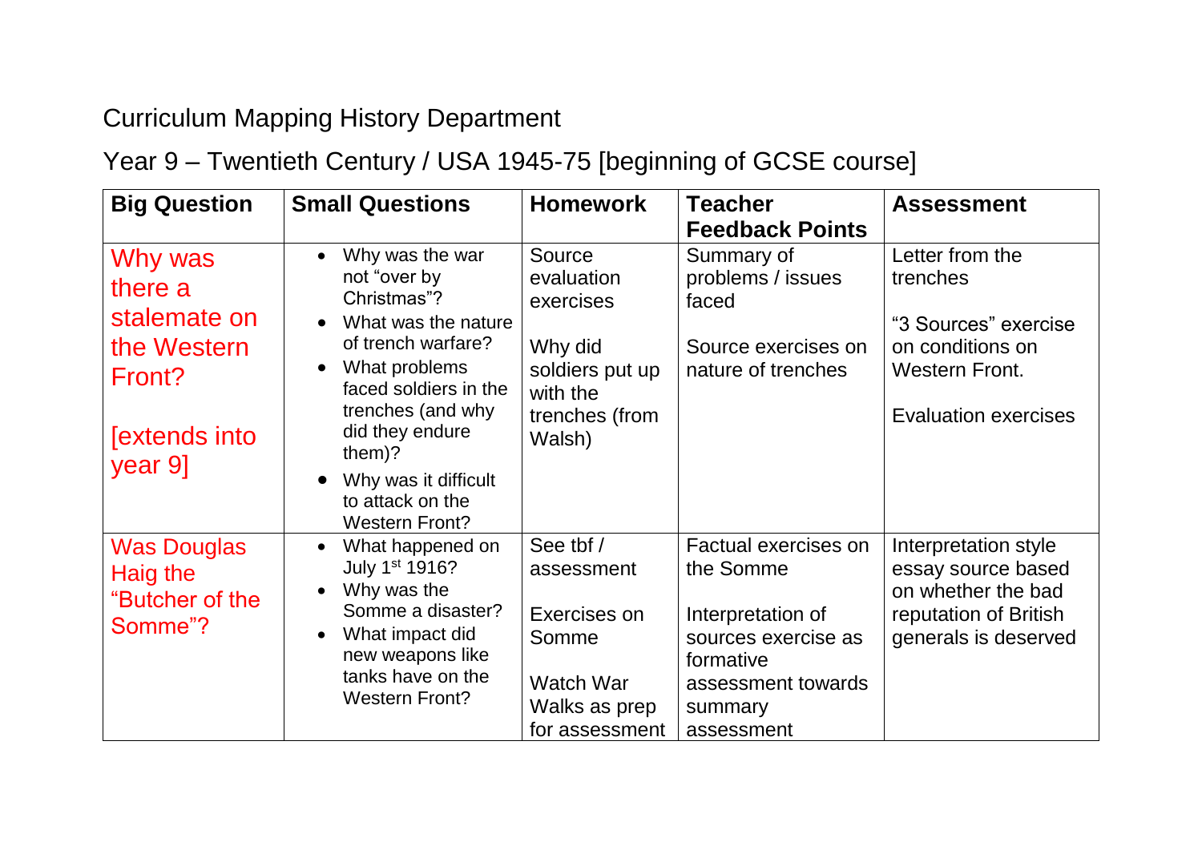Curriculum Mapping History Department

Year 9 – Twentieth Century / USA 1945-75 [beginning of GCSE course]

| **Big Question** | **Small Questions** | **Homework** | **Teacher Feedback Points** | **Assessment** |
|---|---|---|---|---|
| Why was there a stalemate on the Western Front?<br><br>[extends into year 9] | • Why was the war not "over by Christmas"?<br>• What was the nature of trench warfare?<br>• What problems faced soldiers in the trenches (and why did they endure them)?<br>• Why was it difficult to attack on the Western Front? | Source evaluation exercises<br><br>Why did soldiers put up with the trenches (from Walsh) | Summary of problems / issues faced<br><br>Source exercises on nature of trenches | Letter from the trenches<br><br>"3 Sources" exercise on conditions on Western Front.<br><br>Evaluation exercises |
| Was Douglas Haig the "Butcher of the Somme"? | • What happened on July 1st 1916?<br>• Why was the Somme a disaster?<br>• What impact did new weapons like tanks have on the Western Front? | See tbf / assessment<br><br>Exercises on Somme<br><br>Watch War Walks as prep for assessment | Factual exercises on the Somme<br><br>Interpretation of sources exercise as formative assessment towards summary assessment | Interpretation style essay source based on whether the bad reputation of British generals is deserved |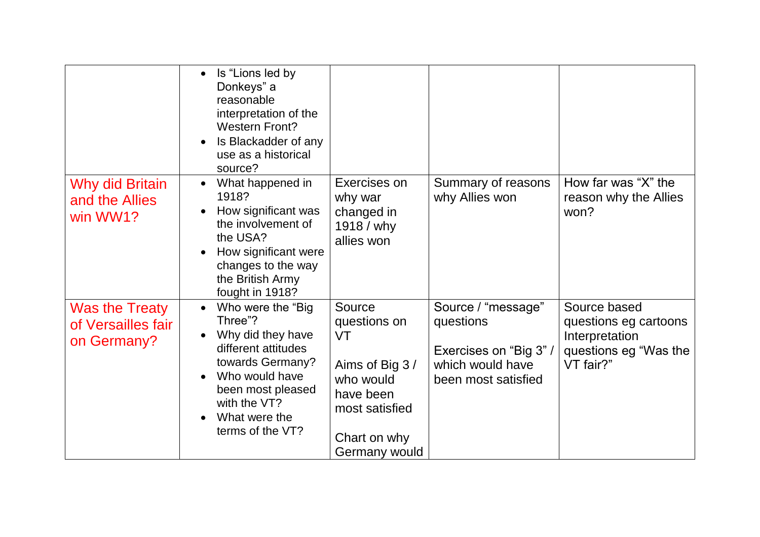| | | | | |
|---|---|---|---|---|
| | • Is "Lions led by Donkeys" a reasonable interpretation of the Western Front?<br>• Is Blackadder of any use as a historical source? | | | |
| Why did Britain and the Allies win WW1? | • What happened in 1918?<br>• How significant was the involvement of the USA?<br>• How significant were changes to the way the British Army fought in 1918? | Exercises on why war changed in 1918 / why allies won | Summary of reasons why Allies won | How far was "X" the reason why the Allies won? |
| Was the Treaty of Versailles fair on Germany? | • Who were the "Big Three"?<br>• Why did they have different attitudes towards Germany?<br>• Who would have been most pleased with the VT?<br>• What were the terms of the VT? | Source questions on VT<br><br>Aims of Big 3 / who would have been most satisfied<br><br>Chart on why Germany would | Source / "message" questions<br><br>Exercises on "Big 3" / which would have been most satisfied | Source based questions eg cartoons Interpretation questions eg "Was the VT fair?" |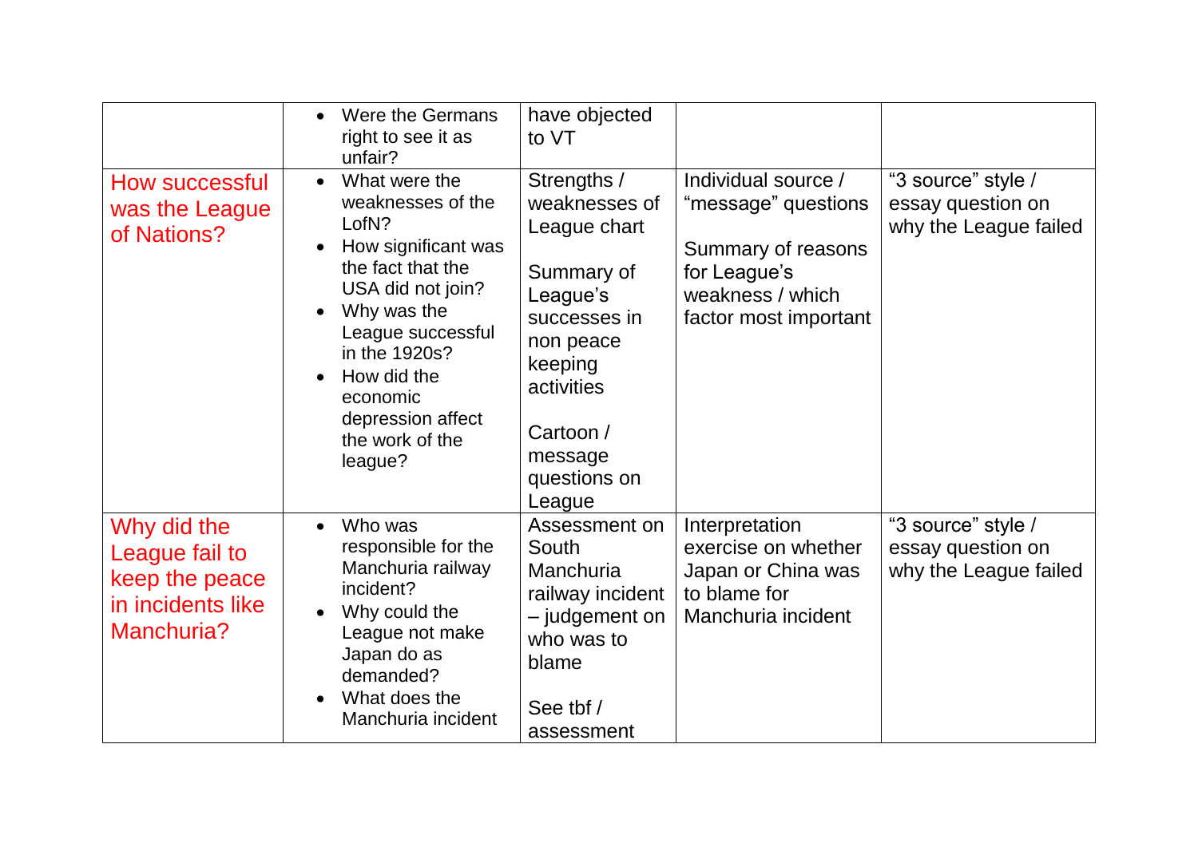| | | | | |
|---|---|---|---|---|
| | • Were the Germans right to see it as unfair? | have objected to VT | | |
| How successful was the League of Nations? | • What were the weaknesses of the LofN?<br>• How significant was the fact that the USA did not join?<br>• Why was the League successful in the 1920s?<br>• How did the economic depression affect the work of the league? | Strengths / weaknesses of League chart<br><br>Summary of League's successes in non peace keeping activities<br><br>Cartoon / message questions on League | Individual source / "message" questions<br><br>Summary of reasons for League's weakness / which factor most important | "3 source" style / essay question on why the League failed |
| Why did the League fail to keep the peace in incidents like Manchuria? | • Who was responsible for the Manchuria railway incident?<br>• Why could the League not make Japan do as demanded?<br>• What does the Manchuria incident | Assessment on South Manchuria railway incident – judgement on who was to blame<br><br>See tbf / assessment | Interpretation exercise on whether Japan or China was to blame for Manchuria incident | "3 source" style / essay question on why the League failed |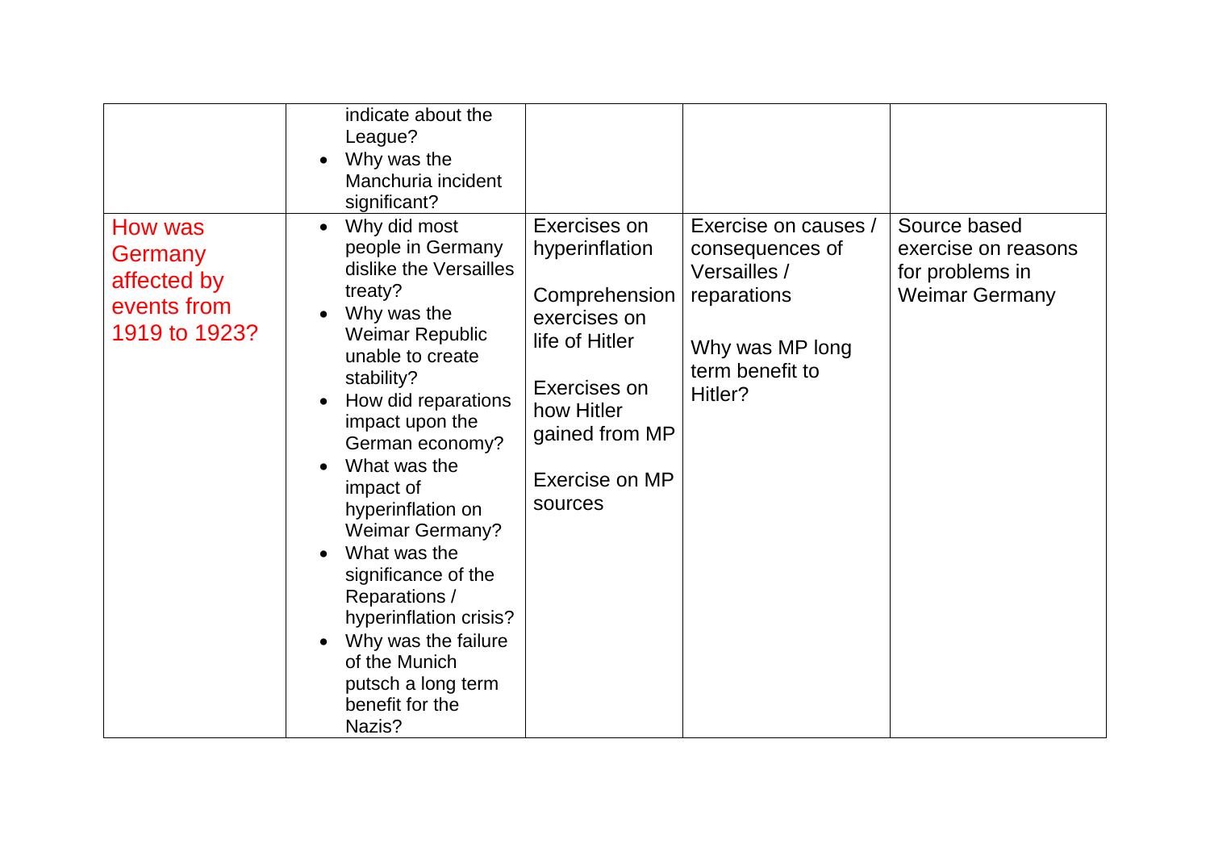| | | | | |
|---|---|---|---|---|
| | indicate about the League?<br>• Why was the Manchuria incident significant? | | | |
| How was Germany affected by events from 1919 to 1923? | • Why did most people in Germany dislike the Versailles treaty?<br>• Why was the Weimar Republic unable to create stability?<br>• How did reparations impact upon the German economy?<br>• What was the impact of hyperinflation on Weimar Germany?<br>• What was the significance of the Reparations / hyperinflation crisis?<br>• Why was the failure of the Munich putsch a long term benefit for the Nazis? | Exercises on hyperinflation<br><br>Comprehension exercises on life of Hitler<br><br>Exercises on how Hitler gained from MP<br><br>Exercise on MP sources | Exercise on causes / consequences of Versailles / reparations<br><br>Why was MP long term benefit to Hitler? | Source based exercise on reasons for problems in Weimar Germany |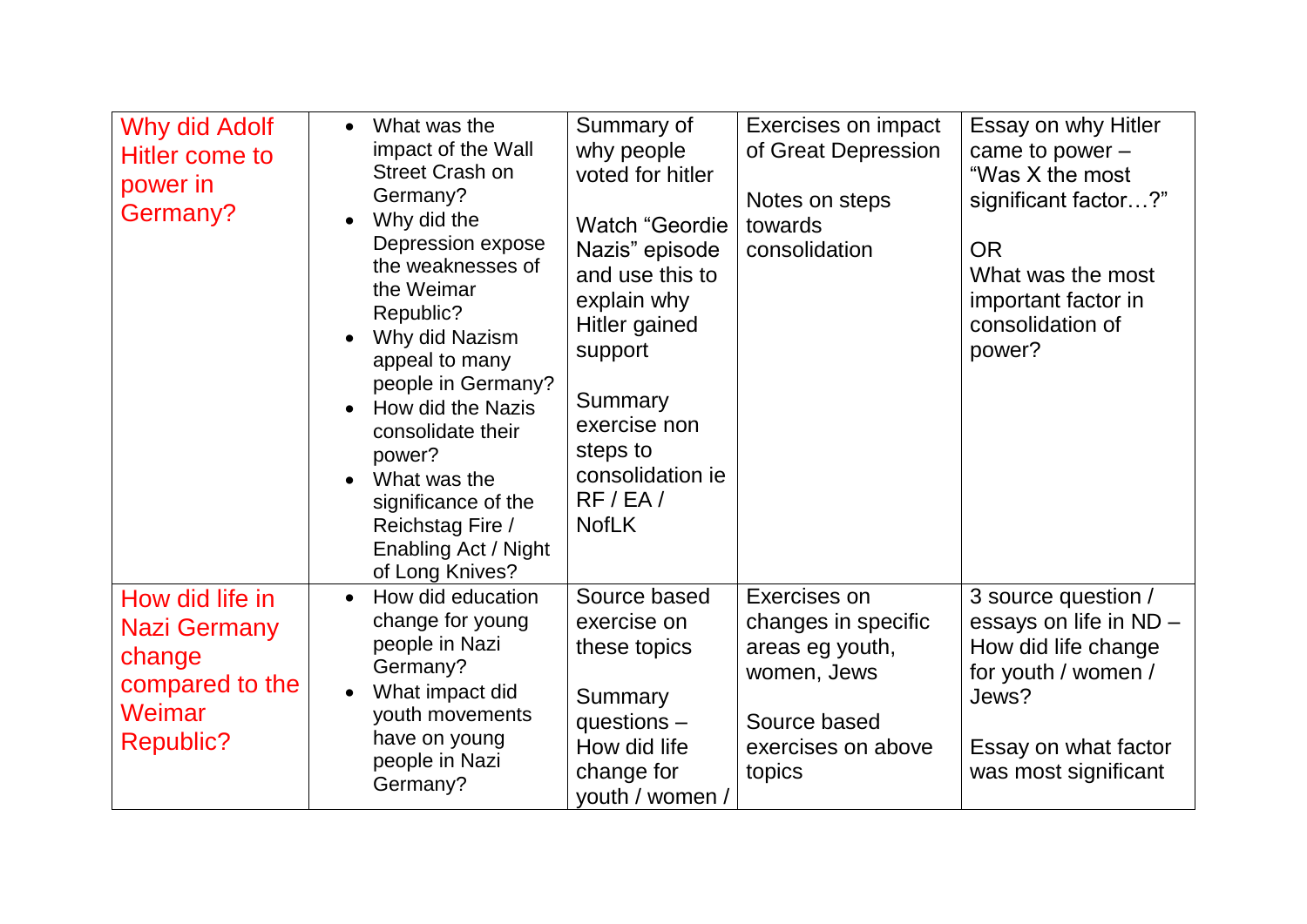| Why did Adolf Hitler come to power in Germany? | <ul><li>What was the impact of the Wall Street Crash on Germany?</li><li>Why did the Depression expose the weaknesses of the Weimar Republic?</li><li>Why did Nazism appeal to many people in Germany?</li><li>How did the Nazis consolidate their power?</li><li>What was the significance of the Reichstag Fire / Enabling Act / Night of Long Knives?</li></ul> | Summary of why people voted for hitler<br><br>Watch “Geordie Nazis” episode and use this to explain why Hitler gained support<br><br>Summary exercise non steps to consolidation ie RF / EA / NofLK | Exercises on impact of Great Depression<br><br>Notes on steps towards consolidation | Essay on why Hitler came to power – “Was X the most significant factor…?”<br><br>OR<br>What was the most important factor in consolidation of power? |
|---|---|---|---|---|
| How did life in Nazi Germany change compared to the Weimar Republic? | <ul><li>How did education change for young people in Nazi Germany?</li><li>What impact did youth movements have on young people in Nazi Germany?</li></ul> | Source based exercise on these topics<br><br>Summary questions – How did life change for youth / women / | Exercises on changes in specific areas eg youth, women, Jews<br><br>Source based exercises on above topics | 3 source question / essays on life in ND – How did life change for youth / women / Jews?<br><br>Essay on what factor was most significant |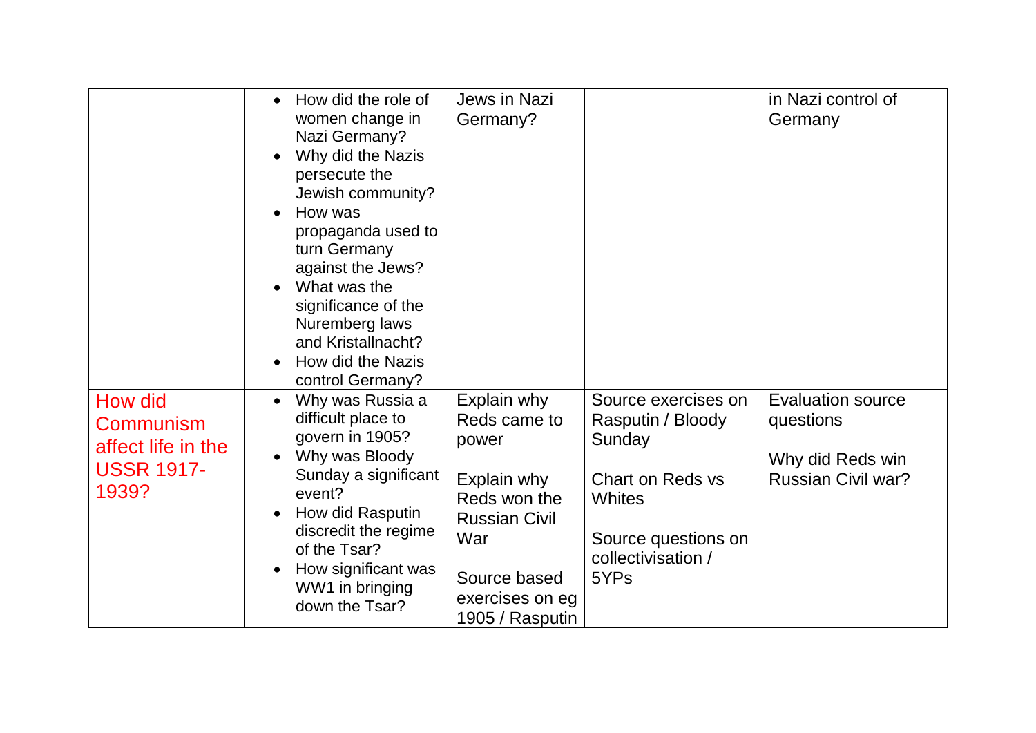| | | | | |
|---|---|---|---|---|
| | <ul><li>How did the role of women change in Nazi Germany?</li><li>Why did the Nazis persecute the Jewish community?</li><li>How was propaganda used to turn Germany against the Jews?</li><li>What was the significance of the Nuremberg laws and Kristallnacht?</li><li>How did the Nazis control Germany?</li></ul> | Jews in Nazi Germany? | | in Nazi control of Germany |
| How did Communism affect life in the USSR 1917-1939? | <ul><li>Why was Russia a difficult place to govern in 1905?</li><li>Why was Bloody Sunday a significant event?</li><li>How did Rasputin discredit the regime of the Tsar?</li><li>How significant was WW1 in bringing down the Tsar?</li></ul> | Explain why Reds came to power<br><br>Explain why Reds won the Russian Civil War<br><br>Source based exercises on eg 1905 / Rasputin | Source exercises on Rasputin / Bloody Sunday<br><br>Chart on Reds vs Whites<br><br>Source questions on collectivisation / 5YPs | Evaluation source questions<br><br>Why did Reds win Russian Civil war? |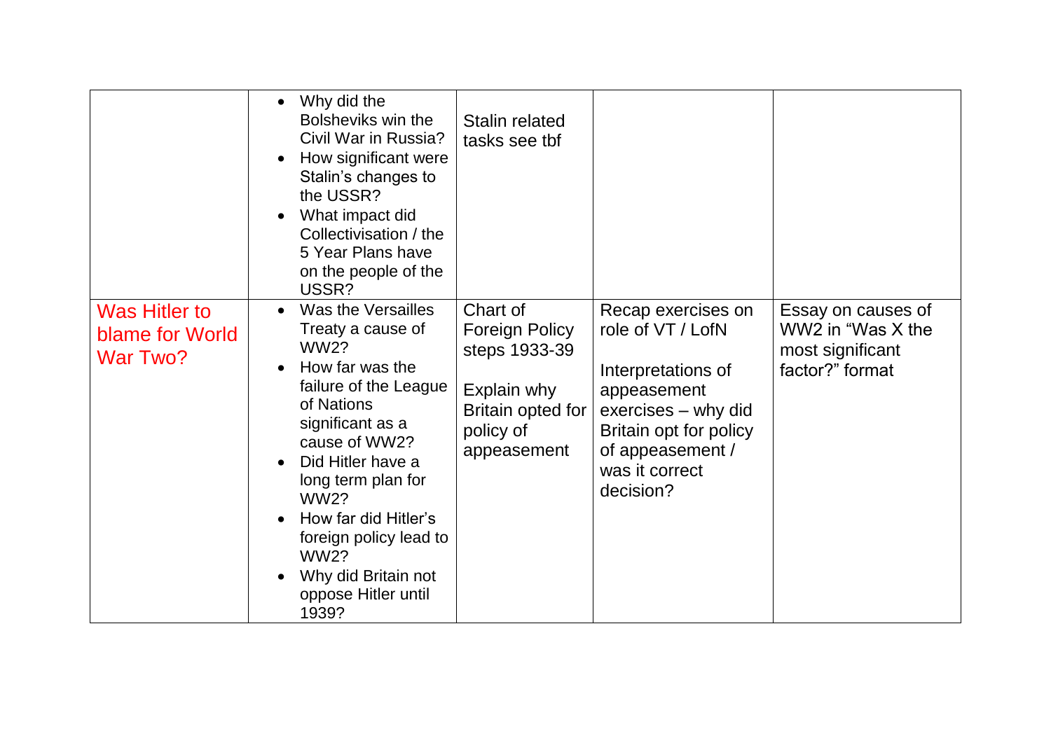| | | | | |
|---|---|---|---|---|
| | <ul><li>Why did the Bolsheviks win the Civil War in Russia?</li><li>How significant were Stalin's changes to the USSR?</li><li>What impact did Collectivisation / the 5 Year Plans have on the people of the USSR?</li></ul> | Stalin related tasks see tbf | | |
| Was Hitler to blame for World War Two? | <ul><li>Was the Versailles Treaty a cause of WW2?</li><li>How far was the failure of the League of Nations significant as a cause of WW2?</li><li>Did Hitler have a long term plan for WW2?</li><li>How far did Hitler's foreign policy lead to WW2?</li><li>Why did Britain not oppose Hitler until 1939?</li></ul> | Chart of Foreign Policy steps 1933-39<br><br>Explain why Britain opted for policy of appeasement | Recap exercises on role of VT / LofN<br><br>Interpretations of appeasement exercises – why did Britain opt for policy of appeasement / was it correct decision? | Essay on causes of WW2 in "Was X the most significant factor?" format |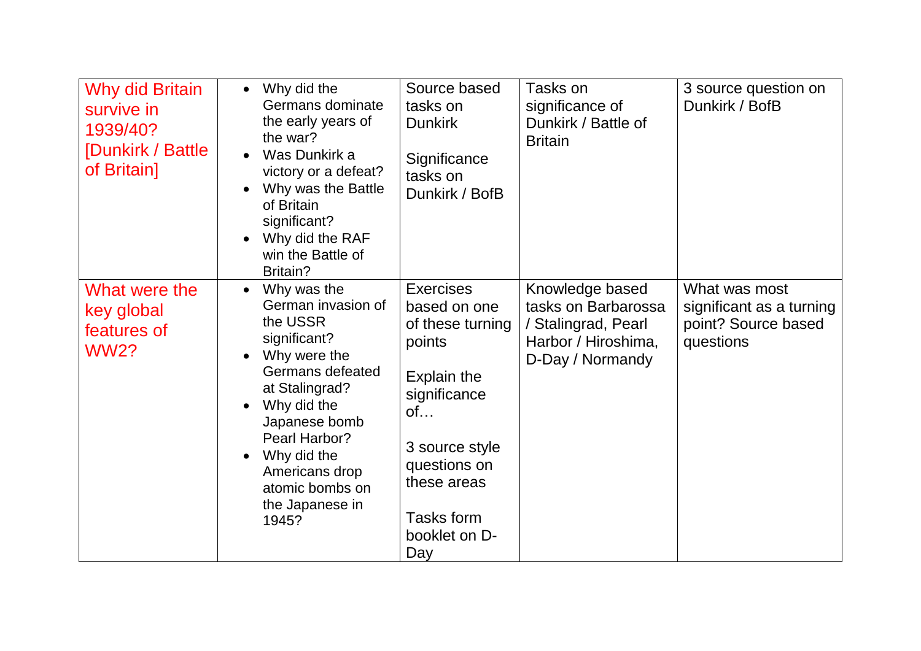| Why did Britain survive in 1939/40? [Dunkirk / Battle of Britain] | • Why did the Germans dominate the early years of the war?<br>• Was Dunkirk a victory or a defeat?<br>• Why was the Battle of Britain significant?<br>• Why did the RAF win the Battle of Britain? | Source based tasks on Dunkirk<br><br>Significance tasks on Dunkirk / BofB | Tasks on significance of Dunkirk / Battle of Britain | 3 source question on Dunkirk / BofB |
|---|---|---|---|---|
| What were the key global features of WW2? | • Why was the German invasion of the USSR significant?<br>• Why were the Germans defeated at Stalingrad?<br>• Why did the Japanese bomb Pearl Harbor?<br>• Why did the Americans drop atomic bombs on the Japanese in 1945? | Exercises based on one of these turning points<br><br>Explain the significance of…<br><br>3 source style questions on these areas<br><br>Tasks form booklet on D-Day | Knowledge based tasks on Barbarossa / Stalingrad, Pearl Harbor / Hiroshima, D-Day / Normandy | What was most significant as a turning point? Source based questions |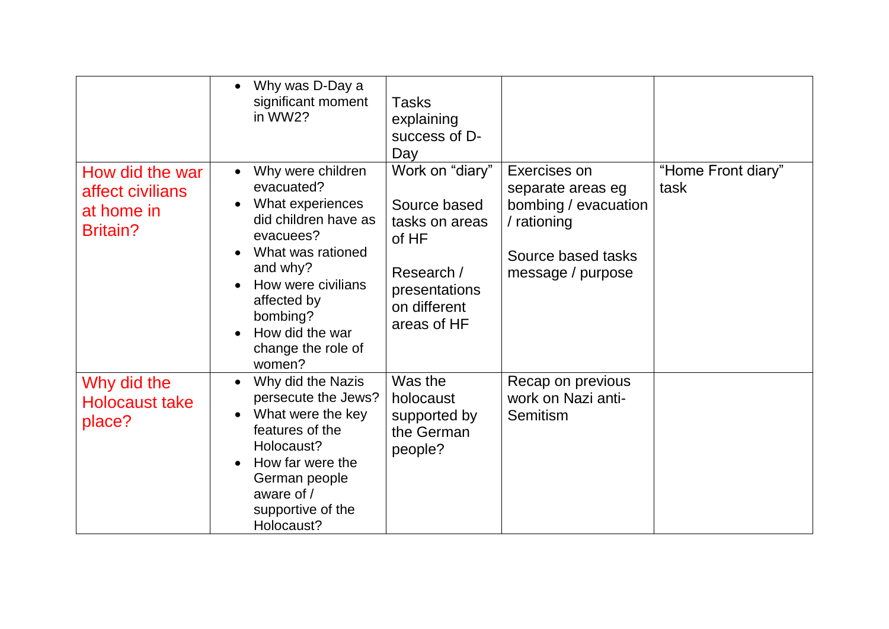| | | | | |
|---|---|---|---|---|
| | • Why was D-Day a significant moment in WW2? | Tasks explaining success of D-Day | | |
| How did the war affect civilians at home in Britain? | • Why were children evacuated?<br>• What experiences did children have as evacuees?<br>• What was rationed and why?<br>• How were civilians affected by bombing?<br>• How did the war change the role of women? | Work on "diary"<br><br>Source based tasks on areas of HF<br><br>Research / presentations on different areas of HF | Exercises on separate areas eg bombing / evacuation / rationing<br><br>Source based tasks message / purpose | "Home Front diary" task |
| Why did the Holocaust take place? | • Why did the Nazis persecute the Jews?<br>• What were the key features of the Holocaust?<br>• How far were the German people aware of / supportive of the Holocaust? | Was the holocaust supported by the German people? | Recap on previous work on Nazi anti-Semitism | |